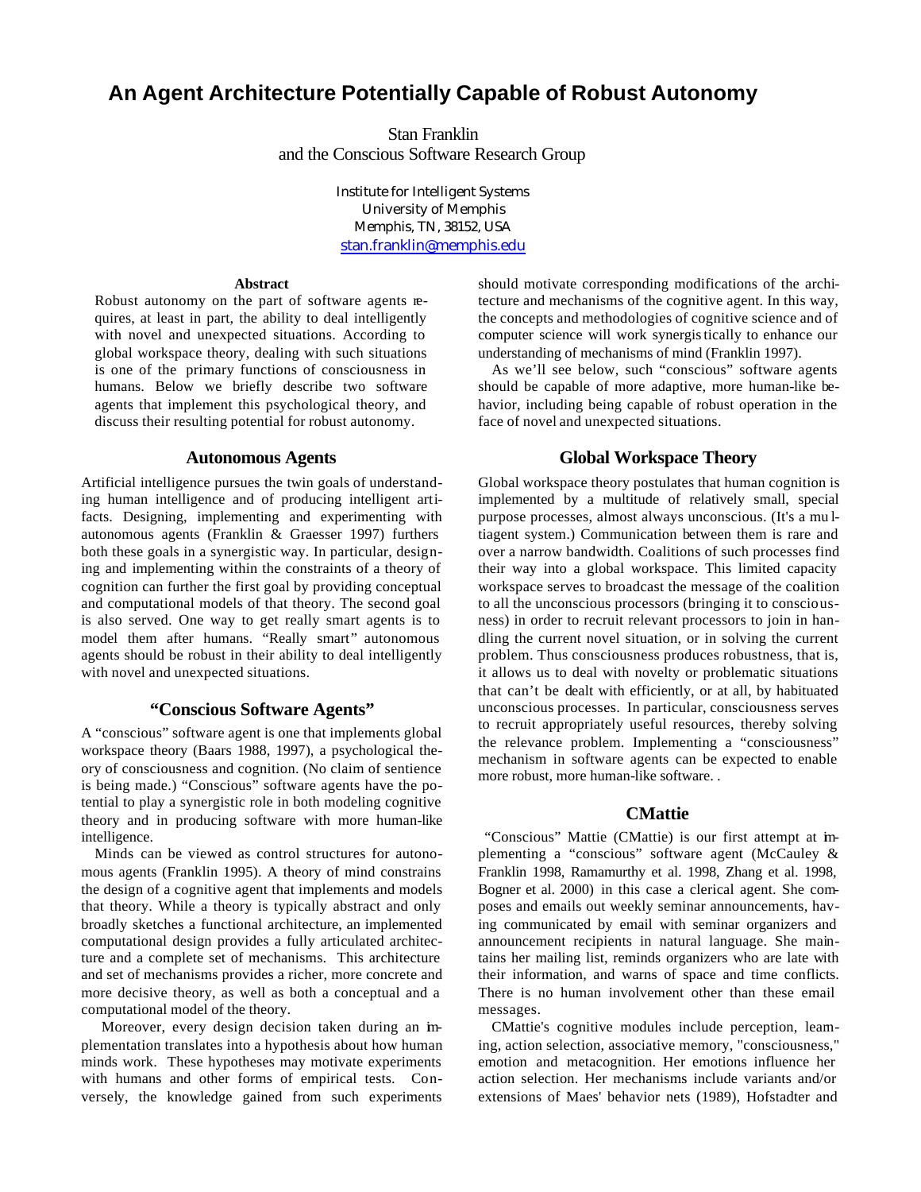# An Agent Architecture Potentially Capable of Robust Autonomy

Stan Franklin
and the Conscious Software Research Group

Institute for Intelligent Systems
University of Memphis
Memphis, TN, 38152, USA
stan.franklin@memphis.edu

### Abstract

Robust autonomy on the part of software agents requires, at least in part, the ability to deal intelligently with novel and unexpected situations. According to global workspace theory, dealing with such situations is one of the primary functions of consciousness in humans. Below we briefly describe two software agents that implement this psychological theory, and discuss their resulting potential for robust autonomy.

## Autonomous Agents

Artificial intelligence pursues the twin goals of understanding human intelligence and of producing intelligent artifacts. Designing, implementing and experimenting with autonomous agents (Franklin & Graesser 1997) furthers both these goals in a synergistic way. In particular, designing and implementing within the constraints of a theory of cognition can further the first goal by providing conceptual and computational models of that theory. The second goal is also served. One way to get really smart agents is to model them after humans. "Really smart" autonomous agents should be robust in their ability to deal intelligently with novel and unexpected situations.

## "Conscious Software Agents"

A "conscious" software agent is one that implements global workspace theory (Baars 1988, 1997), a psychological theory of consciousness and cognition. (No claim of sentience is being made.) "Conscious" software agents have the potential to play a synergistic role in both modeling cognitive theory and in producing software with more human-like intelligence.

Minds can be viewed as control structures for autonomous agents (Franklin 1995). A theory of mind constrains the design of a cognitive agent that implements and models that theory. While a theory is typically abstract and only broadly sketches a functional architecture, an implemented computational design provides a fully articulated architecture and a complete set of mechanisms. This architecture and set of mechanisms provides a richer, more concrete and more decisive theory, as well as both a conceptual and a computational model of the theory.

Moreover, every design decision taken during an implementation translates into a hypothesis about how human minds work. These hypotheses may motivate experiments with humans and other forms of empirical tests. Conversely, the knowledge gained from such experiments should motivate corresponding modifications of the architecture and mechanisms of the cognitive agent. In this way, the concepts and methodologies of cognitive science and of computer science will work synergistically to enhance our understanding of mechanisms of mind (Franklin 1997).

As we'll see below, such "conscious" software agents should be capable of more adaptive, more human-like behavior, including being capable of robust operation in the face of novel and unexpected situations.

## Global Workspace Theory

Global workspace theory postulates that human cognition is implemented by a multitude of relatively small, special purpose processes, almost always unconscious. (It's a multiagent system.) Communication between them is rare and over a narrow bandwidth. Coalitions of such processes find their way into a global workspace. This limited capacity workspace serves to broadcast the message of the coalition to all the unconscious processors (bringing it to consciousness) in order to recruit relevant processors to join in handling the current novel situation, or in solving the current problem. Thus consciousness produces robustness, that is, it allows us to deal with novelty or problematic situations that can't be dealt with efficiently, or at all, by habituated unconscious processes. In particular, consciousness serves to recruit appropriately useful resources, thereby solving the relevance problem. Implementing a "consciousness" mechanism in software agents can be expected to enable more robust, more human-like software. .

## CMattie

"Conscious" Mattie (CMattie) is our first attempt at implementing a "conscious" software agent (McCauley & Franklin 1998, Ramamurthy et al. 1998, Zhang et al. 1998, Bogner et al. 2000) in this case a clerical agent. She composes and emails out weekly seminar announcements, having communicated by email with seminar organizers and announcement recipients in natural language. She maintains her mailing list, reminds organizers who are late with their information, and warns of space and time conflicts. There is no human involvement other than these email messages.

CMattie's cognitive modules include perception, learning, action selection, associative memory, "consciousness," emotion and metacognition. Her emotions influence her action selection. Her mechanisms include variants and/or extensions of Maes' behavior nets (1989), Hofstadter and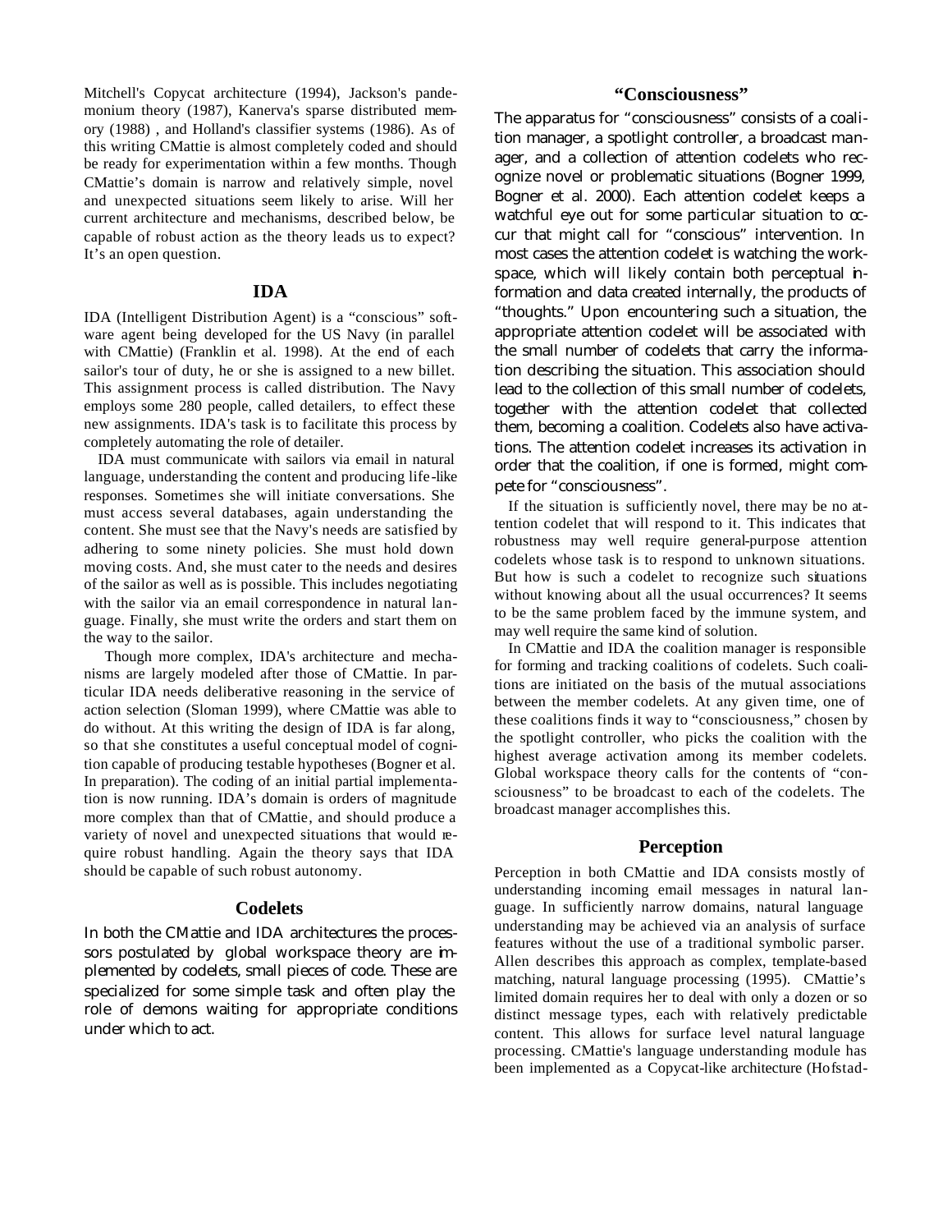Mitchell's Copycat architecture (1994), Jackson's pandemonium theory (1987), Kanerva's sparse distributed memory (1988) , and Holland's classifier systems (1986). As of this writing CMattie is almost completely coded and should be ready for experimentation within a few months. Though CMattie's domain is narrow and relatively simple, novel and unexpected situations seem likely to arise. Will her current architecture and mechanisms, described below, be capable of robust action as the theory leads us to expect? It's an open question.

## IDA

IDA (Intelligent Distribution Agent) is a "conscious" software agent being developed for the US Navy (in parallel with CMattie) (Franklin et al. 1998). At the end of each sailor's tour of duty, he or she is assigned to a new billet. This assignment process is called distribution. The Navy employs some 280 people, called detailers, to effect these new assignments. IDA's task is to facilitate this process by completely automating the role of detailer.

IDA must communicate with sailors via email in natural language, understanding the content and producing life-like responses. Sometimes she will initiate conversations. She must access several databases, again understanding the content. She must see that the Navy's needs are satisfied by adhering to some ninety policies. She must hold down moving costs. And, she must cater to the needs and desires of the sailor as well as is possible. This includes negotiating with the sailor via an email correspondence in natural language. Finally, she must write the orders and start them on the way to the sailor.

Though more complex, IDA's architecture and mechanisms are largely modeled after those of CMattie. In particular IDA needs deliberative reasoning in the service of action selection (Sloman 1999), where CMattie was able to do without. At this writing the design of IDA is far along, so that she constitutes a useful conceptual model of cognition capable of producing testable hypotheses (Bogner et al. In preparation). The coding of an initial partial implementation is now running. IDA's domain is orders of magnitude more complex than that of CMattie, and should produce a variety of novel and unexpected situations that would require robust handling. Again the theory says that IDA should be capable of such robust autonomy.

## Codelets

In both the CMattie and IDA architectures the processors postulated by global workspace theory are implemented by codelets, small pieces of code. These are specialized for some simple task and often play the role of demons waiting for appropriate conditions under which to act.

## "Consciousness"

The apparatus for "consciousness" consists of a coalition manager, a spotlight controller, a broadcast manager, and a collection of attention codelets who recognize novel or problematic situations (Bogner 1999, Bogner et al. 2000). Each attention codelet keeps a watchful eye out for some particular situation to occur that might call for "conscious" intervention. In most cases the attention codelet is watching the workspace, which will likely contain both perceptual information and data created internally, the products of "thoughts." Upon encountering such a situation, the appropriate attention codelet will be associated with the small number of codelets that carry the information describing the situation. This association should lead to the collection of this small number of codelets, together with the attention codelet that collected them, becoming a coalition. Codelets also have activations. The attention codelet increases its activation in order that the coalition, if one is formed, might compete for "consciousness".

If the situation is sufficiently novel, there may be no attention codelet that will respond to it. This indicates that robustness may well require general-purpose attention codelets whose task is to respond to unknown situations. But how is such a codelet to recognize such situations without knowing about all the usual occurrences? It seems to be the same problem faced by the immune system, and may well require the same kind of solution.

In CMattie and IDA the coalition manager is responsible for forming and tracking coalitions of codelets. Such coalitions are initiated on the basis of the mutual associations between the member codelets. At any given time, one of these coalitions finds it way to "consciousness," chosen by the spotlight controller, who picks the coalition with the highest average activation among its member codelets. Global workspace theory calls for the contents of "consciousness" to be broadcast to each of the codelets. The broadcast manager accomplishes this.

## Perception

Perception in both CMattie and IDA consists mostly of understanding incoming email messages in natural language. In sufficiently narrow domains, natural language understanding may be achieved via an analysis of surface features without the use of a traditional symbolic parser. Allen describes this approach as complex, template-based matching, natural language processing (1995). CMattie's limited domain requires her to deal with only a dozen or so distinct message types, each with relatively predictable content. This allows for surface level natural language processing. CMattie's language understanding module has been implemented as a Copycat-like architecture (Hofstad-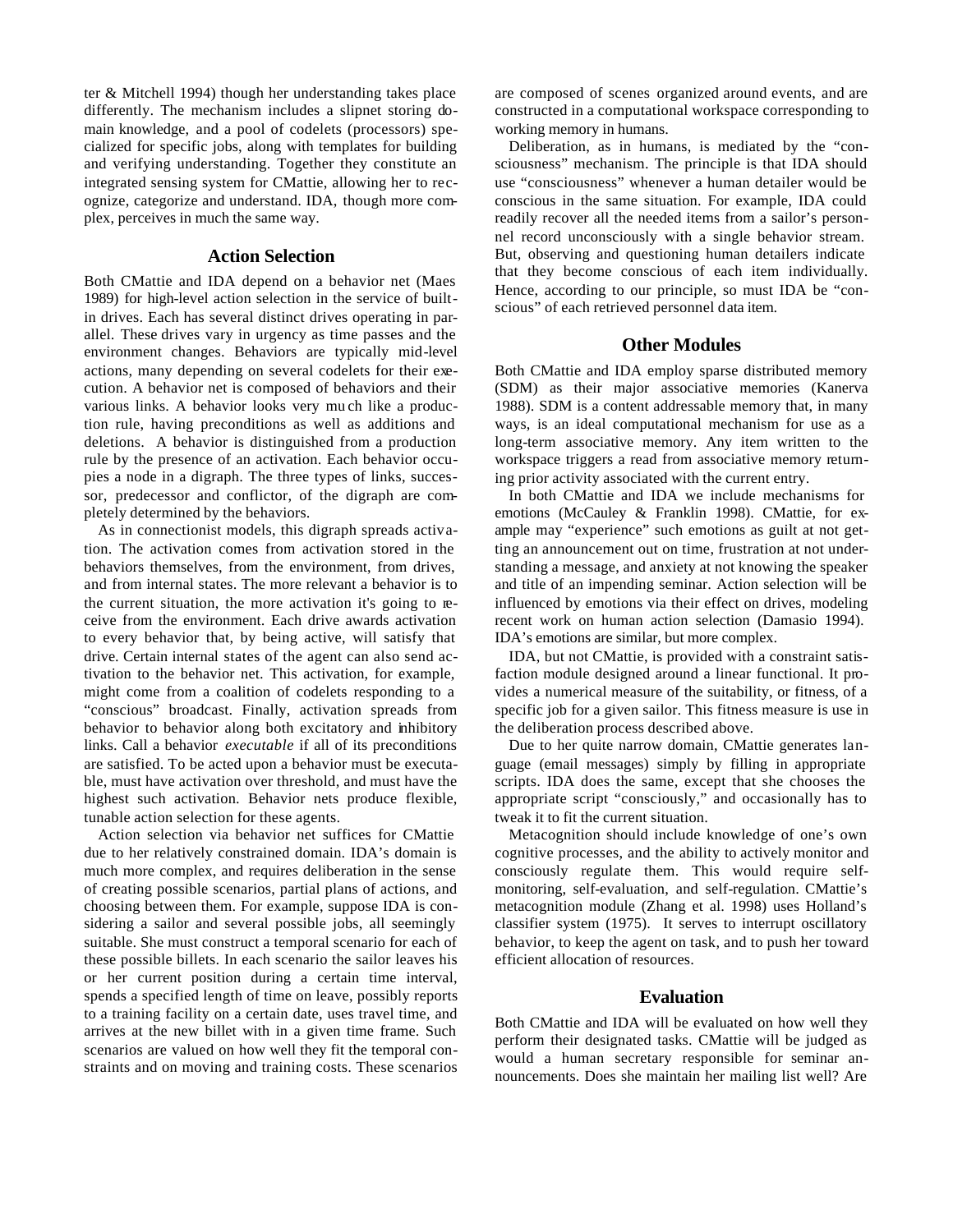ter & Mitchell 1994) though her understanding takes place differently. The mechanism includes a slipnet storing domain knowledge, and a pool of codelets (processors) specialized for specific jobs, along with templates for building and verifying understanding. Together they constitute an integrated sensing system for CMattie, allowing her to recognize, categorize and understand. IDA, though more complex, perceives in much the same way.

## Action Selection

Both CMattie and IDA depend on a behavior net (Maes 1989) for high-level action selection in the service of built-in drives. Each has several distinct drives operating in parallel. These drives vary in urgency as time passes and the environment changes. Behaviors are typically mid-level actions, many depending on several codelets for their execution. A behavior net is composed of behaviors and their various links. A behavior looks very much like a production rule, having preconditions as well as additions and deletions. A behavior is distinguished from a production rule by the presence of an activation. Each behavior occupies a node in a digraph. The three types of links, successor, predecessor and conflictor, of the digraph are completely determined by the behaviors.

As in connectionist models, this digraph spreads activation. The activation comes from activation stored in the behaviors themselves, from the environment, from drives, and from internal states. The more relevant a behavior is to the current situation, the more activation it's going to receive from the environment. Each drive awards activation to every behavior that, by being active, will satisfy that drive. Certain internal states of the agent can also send activation to the behavior net. This activation, for example, might come from a coalition of codelets responding to a "conscious" broadcast. Finally, activation spreads from behavior to behavior along both excitatory and inhibitory links. Call a behavior *executable* if all of its preconditions are satisfied. To be acted upon a behavior must be executable, must have activation over threshold, and must have the highest such activation. Behavior nets produce flexible, tunable action selection for these agents.

Action selection via behavior net suffices for CMattie due to her relatively constrained domain. IDA's domain is much more complex, and requires deliberation in the sense of creating possible scenarios, partial plans of actions, and choosing between them. For example, suppose IDA is considering a sailor and several possible jobs, all seemingly suitable. She must construct a temporal scenario for each of these possible billets. In each scenario the sailor leaves his or her current position during a certain time interval, spends a specified length of time on leave, possibly reports to a training facility on a certain date, uses travel time, and arrives at the new billet with in a given time frame. Such scenarios are valued on how well they fit the temporal constraints and on moving and training costs. These scenarios are composed of scenes organized around events, and are constructed in a computational workspace corresponding to working memory in humans.

Deliberation, as in humans, is mediated by the "consciousness" mechanism. The principle is that IDA should use "consciousness" whenever a human detailer would be conscious in the same situation. For example, IDA could readily recover all the needed items from a sailor's personnel record unconsciously with a single behavior stream. But, observing and questioning human detailers indicate that they become conscious of each item individually. Hence, according to our principle, so must IDA be "conscious" of each retrieved personnel data item.

## Other Modules

Both CMattie and IDA employ sparse distributed memory (SDM) as their major associative memories (Kanerva 1988). SDM is a content addressable memory that, in many ways, is an ideal computational mechanism for use as a long-term associative memory. Any item written to the workspace triggers a read from associative memory returning prior activity associated with the current entry.

In both CMattie and IDA we include mechanisms for emotions (McCauley & Franklin 1998). CMattie, for example may "experience" such emotions as guilt at not getting an announcement out on time, frustration at not understanding a message, and anxiety at not knowing the speaker and title of an impending seminar. Action selection will be influenced by emotions via their effect on drives, modeling recent work on human action selection (Damasio 1994). IDA's emotions are similar, but more complex.

IDA, but not CMattie, is provided with a constraint satisfaction module designed around a linear functional. It provides a numerical measure of the suitability, or fitness, of a specific job for a given sailor. This fitness measure is use in the deliberation process described above.

Due to her quite narrow domain, CMattie generates language (email messages) simply by filling in appropriate scripts. IDA does the same, except that she chooses the appropriate script "consciously," and occasionally has to tweak it to fit the current situation.

Metacognition should include knowledge of one's own cognitive processes, and the ability to actively monitor and consciously regulate them. This would require self-monitoring, self-evaluation, and self-regulation. CMattie's metacognition module (Zhang et al. 1998) uses Holland's classifier system (1975). It serves to interrupt oscillatory behavior, to keep the agent on task, and to push her toward efficient allocation of resources.

## Evaluation

Both CMattie and IDA will be evaluated on how well they perform their designated tasks. CMattie will be judged as would a human secretary responsible for seminar announcements. Does she maintain her mailing list well? Are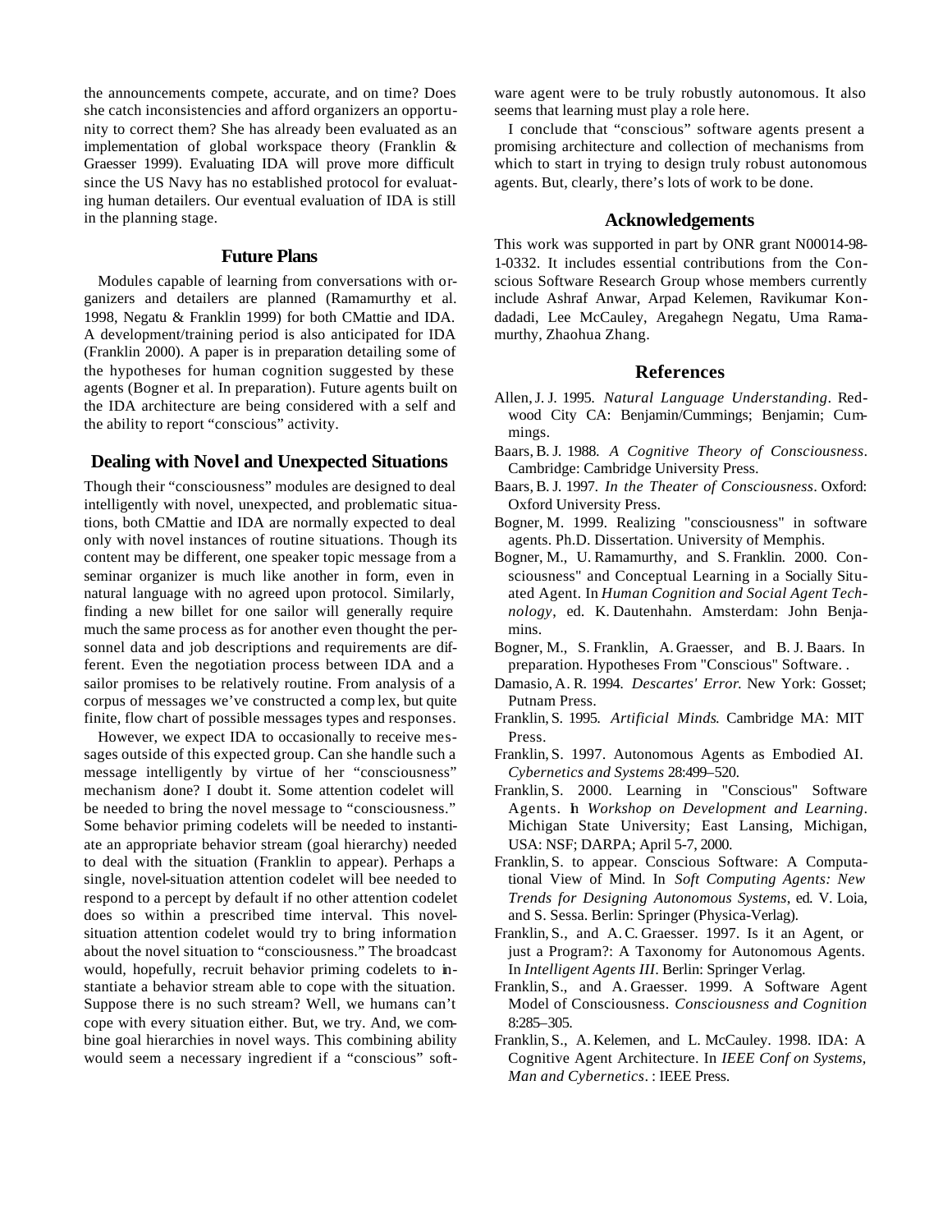the announcements compete, accurate, and on time? Does she catch inconsistencies and afford organizers an opportunity to correct them? She has already been evaluated as an implementation of global workspace theory (Franklin & Graesser 1999). Evaluating IDA will prove more difficult since the US Navy has no established protocol for evaluating human detailers. Our eventual evaluation of IDA is still in the planning stage.

## Future Plans

Modules capable of learning from conversations with organizers and detailers are planned (Ramamurthy et al. 1998, Negatu & Franklin 1999) for both CMattie and IDA. A development/training period is also anticipated for IDA (Franklin 2000). A paper is in preparation detailing some of the hypotheses for human cognition suggested by these agents (Bogner et al. In preparation). Future agents built on the IDA architecture are being considered with a self and the ability to report "conscious" activity.

## Dealing with Novel and Unexpected Situations

Though their "consciousness" modules are designed to deal intelligently with novel, unexpected, and problematic situations, both CMattie and IDA are normally expected to deal only with novel instances of routine situations. Though its content may be different, one speaker topic message from a seminar organizer is much like another in form, even in natural language with no agreed upon protocol. Similarly, finding a new billet for one sailor will generally require much the same process as for another even thought the personnel data and job descriptions and requirements are different. Even the negotiation process between IDA and a sailor promises to be relatively routine. From analysis of a corpus of messages we've constructed a complex, but quite finite, flow chart of possible messages types and responses.

However, we expect IDA to occasionally to receive messages outside of this expected group. Can she handle such a message intelligently by virtue of her "consciousness" mechanism alone? I doubt it. Some attention codelet will be needed to bring the novel message to "consciousness." Some behavior priming codelets will be needed to instantiate an appropriate behavior stream (goal hierarchy) needed to deal with the situation (Franklin to appear). Perhaps a single, novel-situation attention codelet will bee needed to respond to a percept by default if no other attention codelet does so within a prescribed time interval. This novel-situation attention codelet would try to bring information about the novel situation to "consciousness." The broadcast would, hopefully, recruit behavior priming codelets to instantiate a behavior stream able to cope with the situation. Suppose there is no such stream? Well, we humans can't cope with every situation either. But, we try. And, we combine goal hierarchies in novel ways. This combining ability would seem a necessary ingredient if a "conscious" software agent were to be truly robustly autonomous. It also seems that learning must play a role here.

I conclude that "conscious" software agents present a promising architecture and collection of mechanisms from which to start in trying to design truly robust autonomous agents. But, clearly, there's lots of work to be done.

## Acknowledgements

This work was supported in part by ONR grant N00014-98-1-0332. It includes essential contributions from the Conscious Software Research Group whose members currently include Ashraf Anwar, Arpad Kelemen, Ravikumar Kondadadi, Lee McCauley, Aregahegn Negatu, Uma Ramamurthy, Zhaohua Zhang.

## References

Allen, J. J. 1995. *Natural Language Understanding*. Redwood City CA: Benjamin/Cummings; Benjamin; Cummings.

Baars, B. J. 1988. *A Cognitive Theory of Consciousness*. Cambridge: Cambridge University Press.

Baars, B. J. 1997. *In the Theater of Consciousness*. Oxford: Oxford University Press.

Bogner, M. 1999. Realizing "consciousness" in software agents. Ph.D. Dissertation. University of Memphis.

Bogner, M., U. Ramamurthy, and S. Franklin. 2000. Consciousness" and Conceptual Learning in a Socially Situated Agent. In *Human Cognition and Social Agent Technology*, ed. K. Dautenhahn. Amsterdam: John Benjamins.

Bogner, M., S. Franklin, A. Graesser, and B. J. Baars. In preparation. Hypotheses From "Conscious" Software. .

Damasio, A. R. 1994. *Descartes' Error*. New York: Gosset; Putnam Press.

Franklin, S. 1995. *Artificial Minds*. Cambridge MA: MIT Press.

Franklin, S. 1997. Autonomous Agents as Embodied AI. *Cybernetics and Systems* 28:499–520.

Franklin, S. 2000. Learning in "Conscious" Software Agents. In *Workshop on Development and Learning*. Michigan State University; East Lansing, Michigan, USA: NSF; DARPA; April 5-7, 2000.

Franklin, S. to appear. Conscious Software: A Computational View of Mind. In *Soft Computing Agents: New Trends for Designing Autonomous Systems*, ed. V. Loia, and S. Sessa. Berlin: Springer (Physica-Verlag).

Franklin, S., and A. C. Graesser. 1997. Is it an Agent, or just a Program?: A Taxonomy for Autonomous Agents. In *Intelligent Agents III*. Berlin: Springer Verlag.

Franklin, S., and A. Graesser. 1999. A Software Agent Model of Consciousness. *Consciousness and Cognition* 8:285–305.

Franklin, S., A. Kelemen, and L. McCauley. 1998. IDA: A Cognitive Agent Architecture. In *IEEE Conf on Systems, Man and Cybernetics*. : IEEE Press.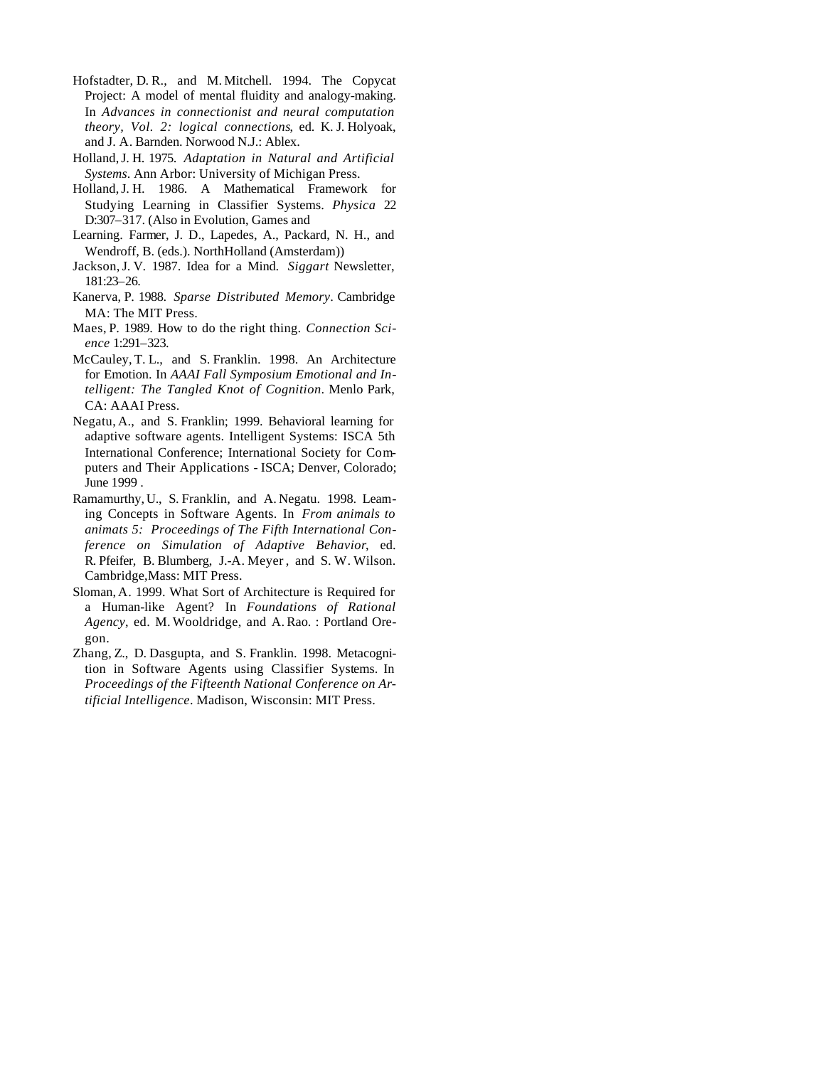Hofstadter, D. R., and M. Mitchell. 1994. The Copycat Project: A model of mental fluidity and analogy-making. In *Advances in connectionist and neural computation theory, Vol. 2: logical connections*, ed. K. J. Holyoak, and J. A. Barnden. Norwood N.J.: Ablex.

Holland, J. H. 1975. *Adaptation in Natural and Artificial Systems*. Ann Arbor: University of Michigan Press.

Holland, J. H. 1986. A Mathematical Framework for Studying Learning in Classifier Systems. *Physica* 22 D:307–317. (Also in Evolution, Games and Learning. Farmer, J. D., Lapedes, A., Packard, N. H., and Wendroff, B. (eds.). NorthHolland (Amsterdam))

Jackson, J. V. 1987. Idea for a Mind. *Siggart* Newsletter, 181:23–26.

Kanerva, P. 1988. *Sparse Distributed Memory*. Cambridge MA: The MIT Press.

Maes, P. 1989. How to do the right thing. *Connection Science* 1:291–323.

McCauley, T. L., and S. Franklin. 1998. An Architecture for Emotion. In *AAAI Fall Symposium Emotional and Intelligent: The Tangled Knot of Cognition*. Menlo Park, CA: AAAI Press.

Negatu, A., and S. Franklin; 1999. Behavioral learning for adaptive software agents. Intelligent Systems: ISCA 5th International Conference; International Society for Computers and Their Applications - ISCA; Denver, Colorado; June 1999 .

Ramamurthy, U., S. Franklin, and A. Negatu. 1998. Learning Concepts in Software Agents. In *From animals to animats 5: Proceedings of The Fifth International Conference on Simulation of Adaptive Behavior*, ed. R. Pfeifer, B. Blumberg, J.-A. Meyer , and S. W. Wilson. Cambridge,Mass: MIT Press.

Sloman, A. 1999. What Sort of Architecture is Required for a Human-like Agent? In *Foundations of Rational Agency*, ed. M. Wooldridge, and A. Rao. : Portland Oregon.

Zhang, Z., D. Dasgupta, and S. Franklin. 1998. Metacognition in Software Agents using Classifier Systems. In *Proceedings of the Fifteenth National Conference on Artificial Intelligence*. Madison, Wisconsin: MIT Press.